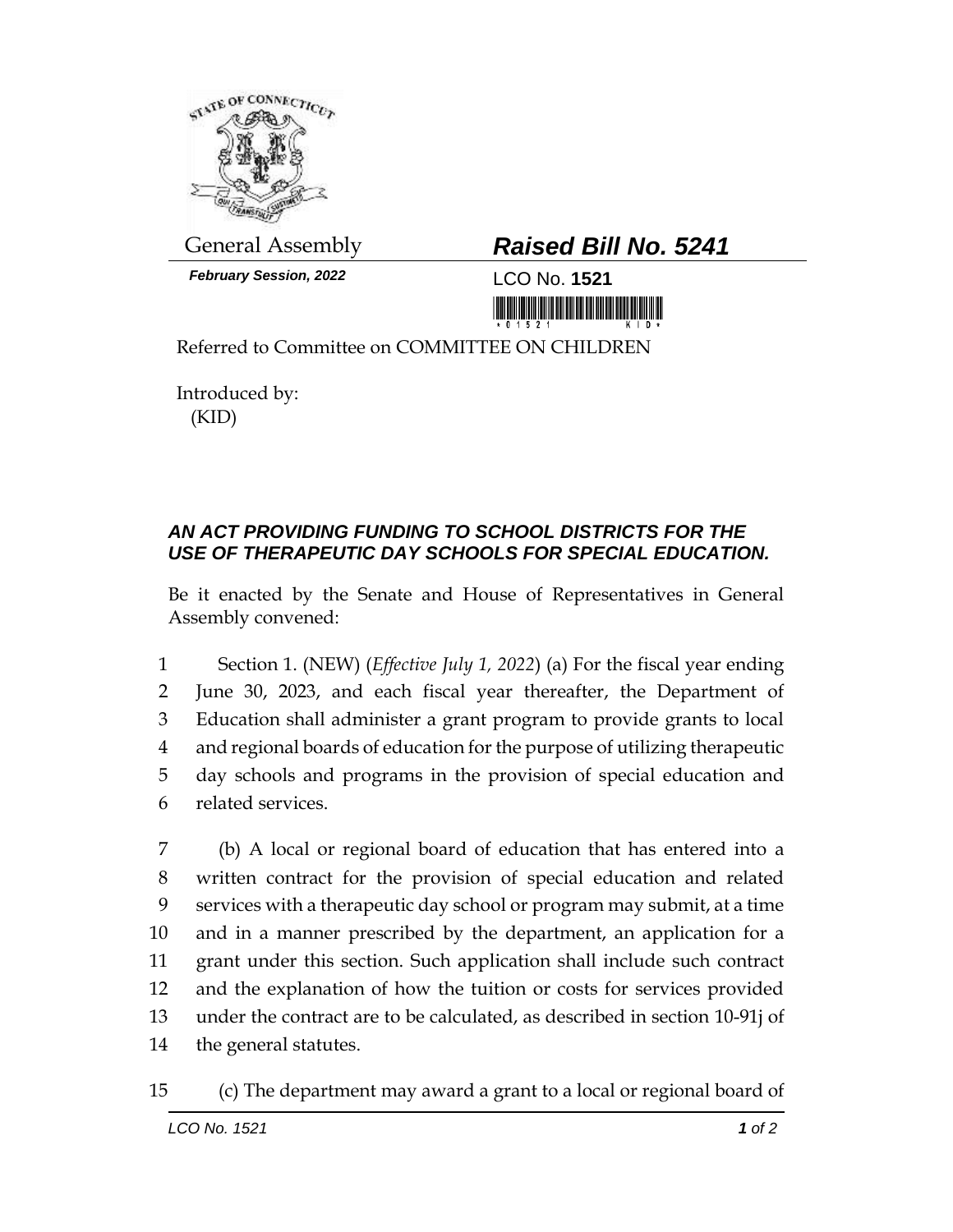General Assembly

***February Session, 2022***

# *Raised Bill No. 5241*

LCO No. **1521**

Referred to Committee on COMMITTEE ON CHILDREN

Introduced by:
(KID)

## *AN ACT PROVIDING FUNDING TO SCHOOL DISTRICTS FOR THE USE OF THERAPEUTIC DAY SCHOOLS FOR SPECIAL EDUCATION.*

Be it enacted by the Senate and House of Representatives in General Assembly convened:

1 Section 1. (NEW) (*Effective July 1, 2022*) (a) For the fiscal year ending
2 June 30, 2023, and each fiscal year thereafter, the Department of
3 Education shall administer a grant program to provide grants to local
4 and regional boards of education for the purpose of utilizing therapeutic
5 day schools and programs in the provision of special education and
6 related services.

7 (b) A local or regional board of education that has entered into a
8 written contract for the provision of special education and related
9 services with a therapeutic day school or program may submit, at a time
10 and in a manner prescribed by the department, an application for a
11 grant under this section. Such application shall include such contract
12 and the explanation of how the tuition or costs for services provided
13 under the contract are to be calculated, as described in section 10-91j of
14 the general statutes.

15 (c) The department may award a grant to a local or regional board of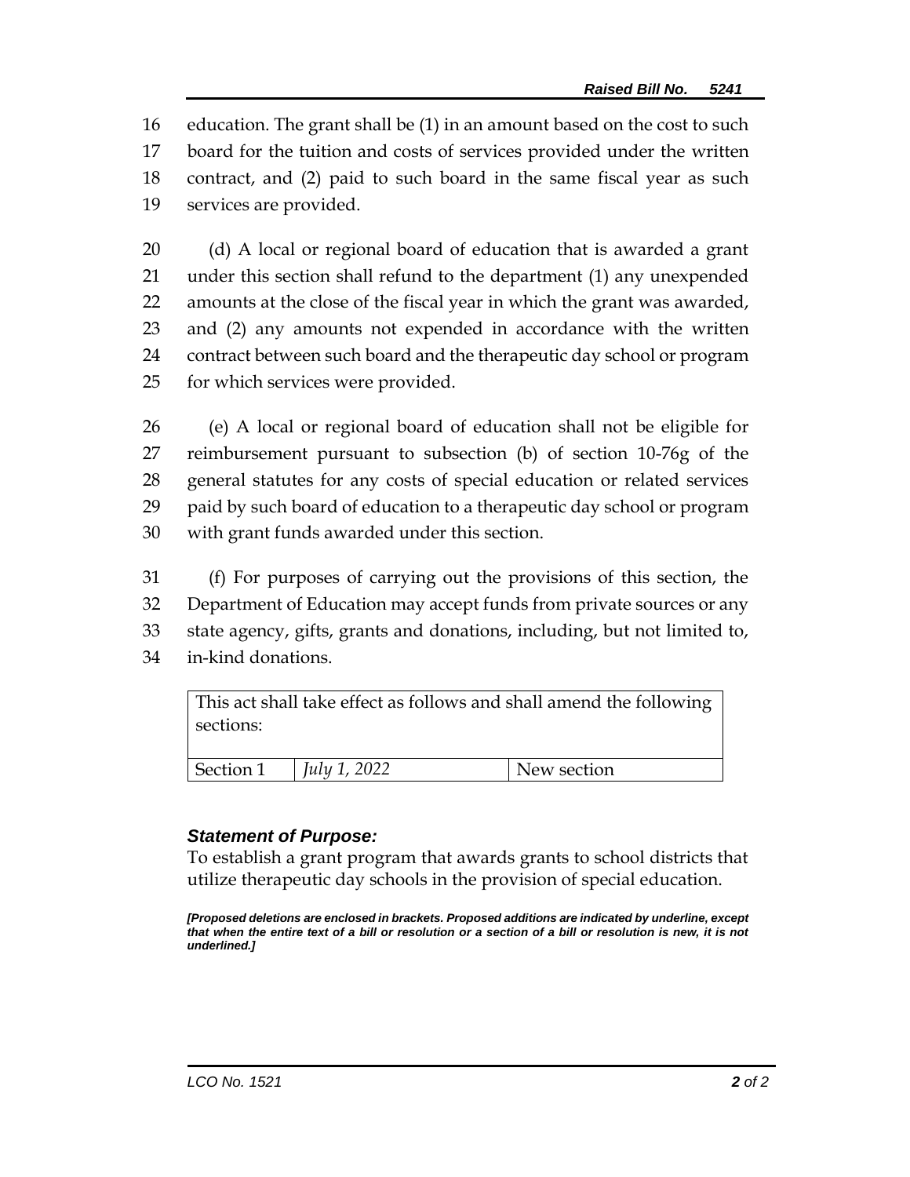16 education. The grant shall be (1) in an amount based on the cost to such
17 board for the tuition and costs of services provided under the written
18 contract, and (2) paid to such board in the same fiscal year as such
19 services are provided.

20 (d) A local or regional board of education that is awarded a grant
21 under this section shall refund to the department (1) any unexpended
22 amounts at the close of the fiscal year in which the grant was awarded,
23 and (2) any amounts not expended in accordance with the written
24 contract between such board and the therapeutic day school or program
25 for which services were provided.

26 (e) A local or regional board of education shall not be eligible for
27 reimbursement pursuant to subsection (b) of section 10-76g of the
28 general statutes for any costs of special education or related services
29 paid by such board of education to a therapeutic day school or program
30 with grant funds awarded under this section.

31 (f) For purposes of carrying out the provisions of this section, the
32 Department of Education may accept funds from private sources or any
33 state agency, gifts, grants and donations, including, but not limited to,
34 in-kind donations.

| This act shall take effect as follows and shall amend the following sections: | | |
|---|---|---|
| Section 1 | *July 1, 2022* | New section |

### *Statement of Purpose:*

To establish a grant program that awards grants to school districts that utilize therapeutic day schools in the provision of special education.

***[Proposed deletions are enclosed in brackets. Proposed additions are indicated by underline, except that when the entire text of a bill or resolution or a section of a bill or resolution is new, it is not underlined.]***